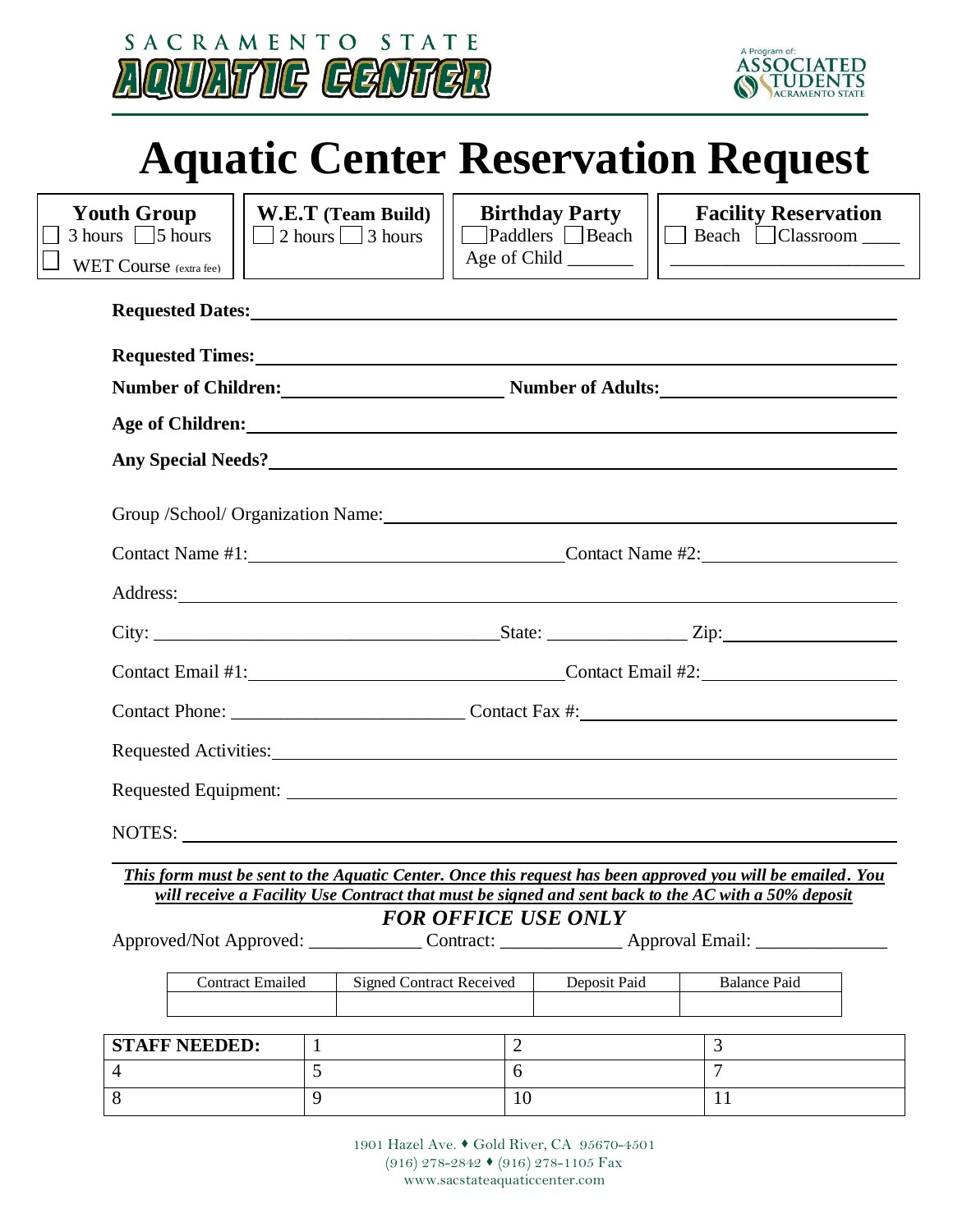SACRAMENTO STATE
AQUATIC CENTER

A Program of: ASSOCIATED STUDENTS SACRAMENTO STATE

# Aquatic Center Reservation Request

| **Youth Group** | **W.E.T (Team Build)** | **Birthday Party** | **Facility Reservation** |
|---|---|---|---|
| ☐ 3 hours ☐ 5 hours ☐ WET Course (extra fee) | ☐ 2 hours ☐ 3 hours | ☐ Paddlers ☐ Beach Age of Child _______ | ☐ Beach ☐ Classroom ____ ________________________ |

**Requested Dates:** ________________________________________________

**Requested Times:** ________________________________________________

**Number of Children:** ____________________ **Number of Adults:** ____________________

**Age of Children:** ________________________________________________

**Any Special Needs?** ________________________________________________

Group /School/ Organization Name: ________________________________________________

Contact Name #1: ____________________________ Contact Name #2: ____________________

Address: ________________________________________________

City: ______________________________ State: ______________ Zip: ____________________

Contact Email #1: ____________________________ Contact Email #2: ____________________

Contact Phone: ______________________ Contact Fax #: ____________________________

Requested Activities: ________________________________________________

Requested Equipment: ________________________________________________

NOTES: ________________________________________________

***This form must be sent to the Aquatic Center. Once this request has been approved you will be emailed. You will receive a Facility Use Contract that must be signed and sent back to the AC with a 50% deposit***

***FOR OFFICE USE ONLY***

Approved/Not Approved: ___________ Contract: _____________ Approval Email: ______________

| Contract Emailed | Signed Contract Received | Deposit Paid | Balance Paid |
|---|---|---|---|
| | | | |

| **STAFF NEEDED:** | 1 | 2 | 3 |
|---|---|---|---|
| 4 | 5 | 6 | 7 |
| 8 | 9 | 10 | 11 |

1901 Hazel Ave. ♦ Gold River, CA 95670-4501
(916) 278-2842 ♦ (916) 278-1105 Fax
www.sacstateaquaticcenter.com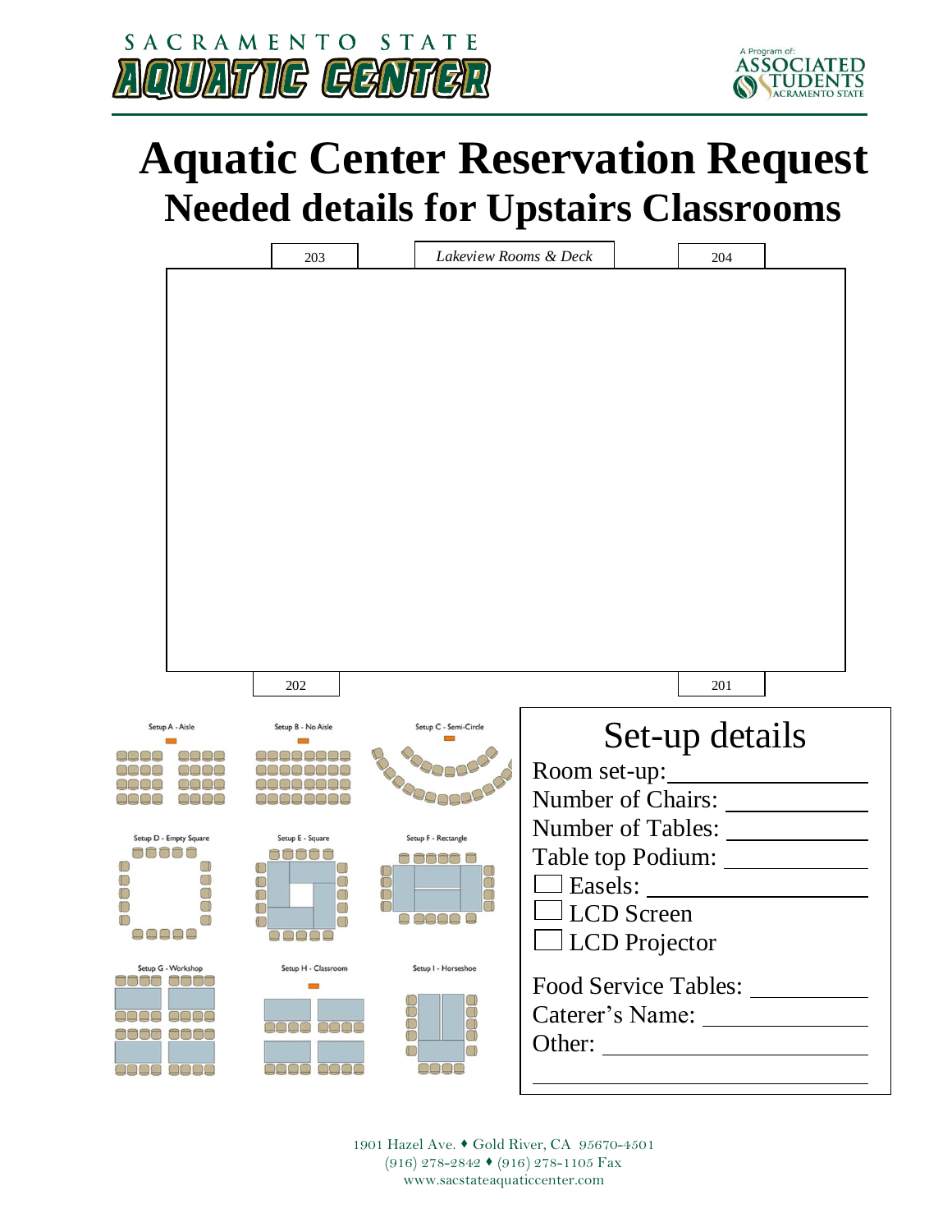# Aquatic Center Reservation Request

## Needed details for Upstairs Classrooms

203

*Lakeview Rooms & Deck*

204

202

201

Setup A - Aisle

Setup B - No Aisle

Setup C - Semi-Circle

Setup D - Empty Square

Setup E - Square

Setup F - Rectangle

Setup G - Workshop

Setup H - Classroom

Setup I - Horseshoe

## Set-up details

Room set-up: ____________________

Number of Chairs: ____________________

Number of Tables: ____________________

Table top Podium: ____________________

☐ Easels: ____________________

☐ LCD Screen

☐ LCD Projector

Food Service Tables: ____________________

Caterer's Name: ____________________

Other: ____________________

____________________

1901 Hazel Ave. ♦ Gold River, CA 95670-4501
(916) 278-2842 ♦ (916) 278-1105 Fax
www.sacstateaquaticcenter.com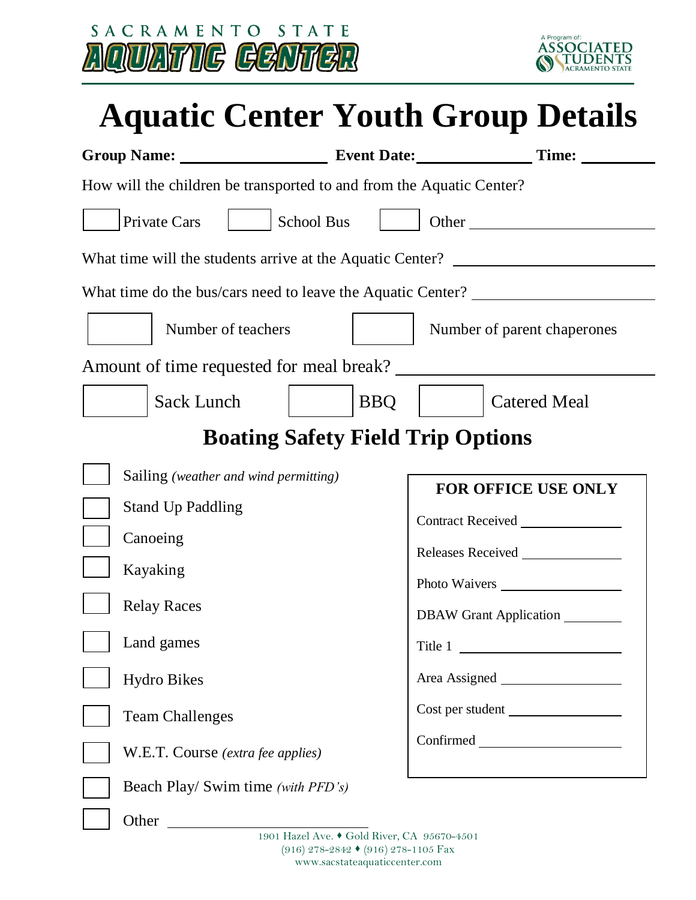SACRAMENTO STATE AQUATIC CENTER

A Program of: ASSOCIATED STUDENTS SACRAMENTO STATE

# Aquatic Center Youth Group Details

**Group Name:** ___________________ **Event Date:** _______________ **Time:** _________

How will the children be transported to and from the Aquatic Center?

☐ Private Cars ☐ School Bus ☐ Other ______________________

What time will the students arrive at the Aquatic Center? ______________________

What time do the bus/cars need to leave the Aquatic Center? ______________________

☐ Number of teachers ☐ Number of parent chaperones

Amount of time requested for meal break? ______________________

☐ Sack Lunch ☐ BBQ ☐ Catered Meal

## Boating Safety Field Trip Options

- ☐ Sailing *(weather and wind permitting)*
- ☐ Stand Up Paddling
- ☐ Canoeing
- ☐ Kayaking
- ☐ Relay Races
- ☐ Land games
- ☐ Hydro Bikes
- ☐ Team Challenges
- ☐ W.E.T. Course *(extra fee applies)*
- ☐ Beach Play/ Swim time *(with PFD's)*
- ☐ Other ______________________

**FOR OFFICE USE ONLY**

Contract Received ______________

Releases Received ______________

Photo Waivers ______________

DBAW Grant Application ______________

Title 1 ______________

Area Assigned ______________

Cost per student ______________

Confirmed ______________

1901 Hazel Ave. ♦ Gold River, CA 95670-4501
(916) 278-2842 ♦ (916) 278-1105 Fax
www.sacstateaquaticcenter.com